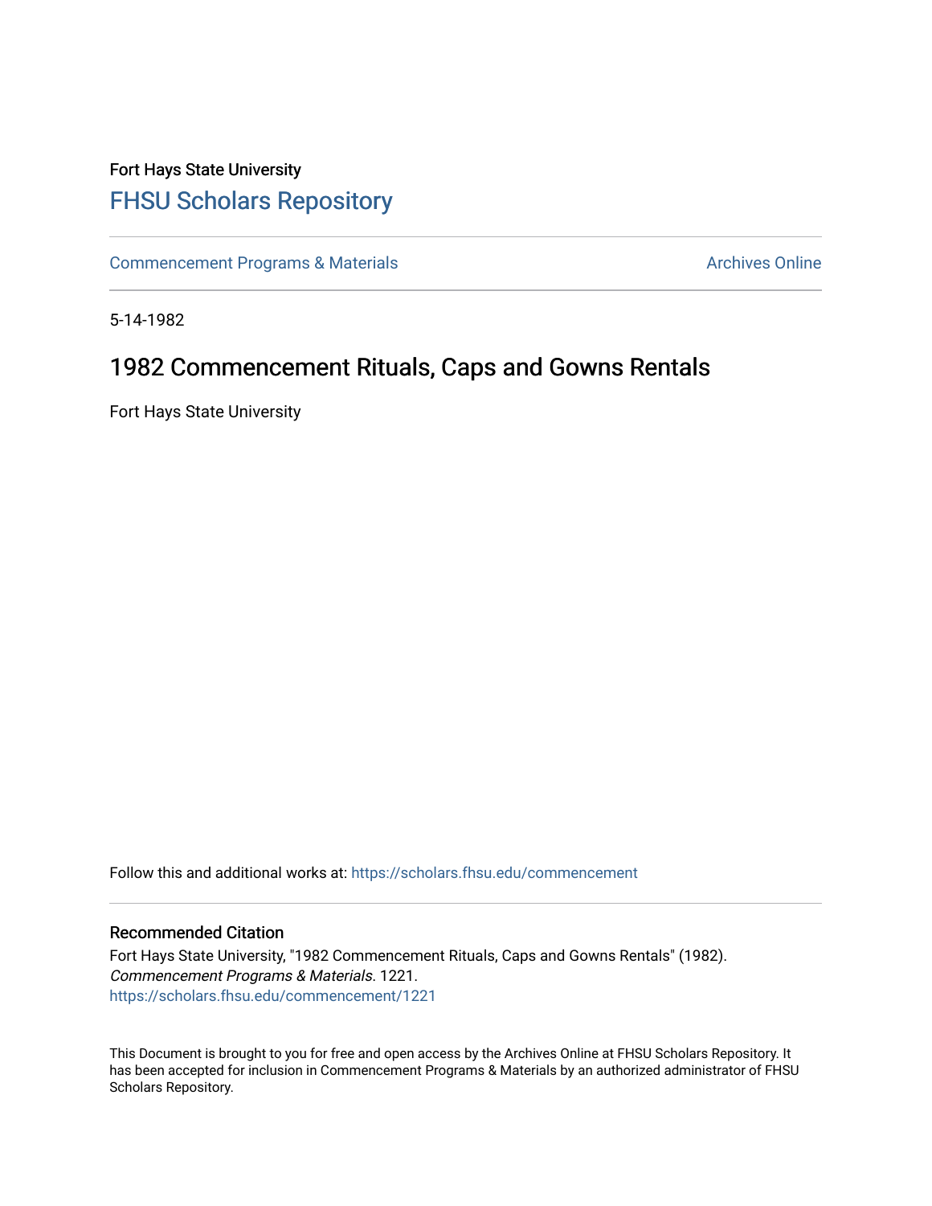Fort Hays State University

# FHSU Scholars Repository

Commencement Programs & Materials | Archives Online

5-14-1982

## 1982 Commencement Rituals, Caps and Gowns Rentals

Fort Hays State University

Follow this and additional works at: https://scholars.fhsu.edu/commencement

### Recommended Citation

Fort Hays State University, "1982 Commencement Rituals, Caps and Gowns Rentals" (1982). *Commencement Programs & Materials*. 1221.
https://scholars.fhsu.edu/commencement/1221

This Document is brought to you for free and open access by the Archives Online at FHSU Scholars Repository. It has been accepted for inclusion in Commencement Programs & Materials by an authorized administrator of FHSU Scholars Repository.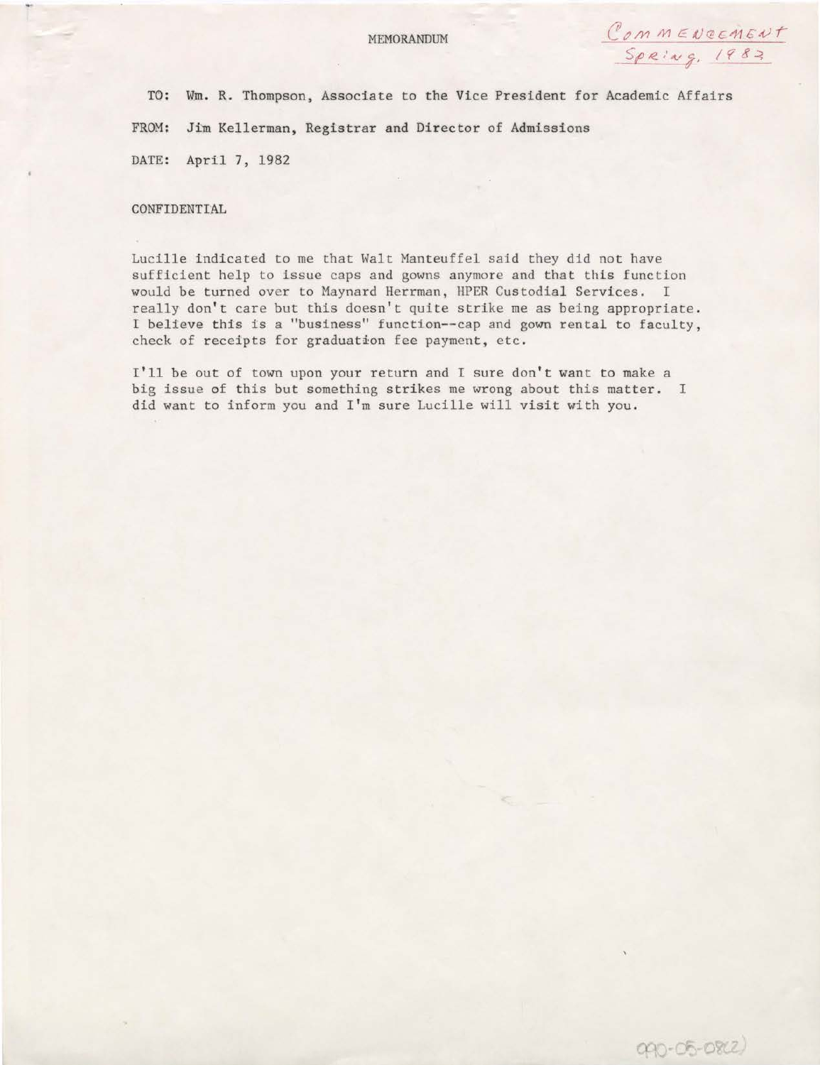MEMORANDUM

Commencement
Spring, 1982

TO: Wm. R. Thompson, Associate to the Vice President for Academic Affairs

FROM: Jim Kellerman, Registrar and Director of Admissions

DATE: April 7, 1982

CONFIDENTIAL

Lucille indicated to me that Walt Manteuffel said they did not have sufficient help to issue caps and gowns anymore and that this function would be turned over to Maynard Herrman, HPER Custodial Services. I really don't care but this doesn't quite strike me as being appropriate. I believe this is a "business" function--cap and gown rental to faculty, check of receipts for graduation fee payment, etc.

I'll be out of town upon your return and I sure don't want to make a big issue of this but something strikes me wrong about this matter. I did want to inform you and I'm sure Lucille will visit with you.

090-05-0822